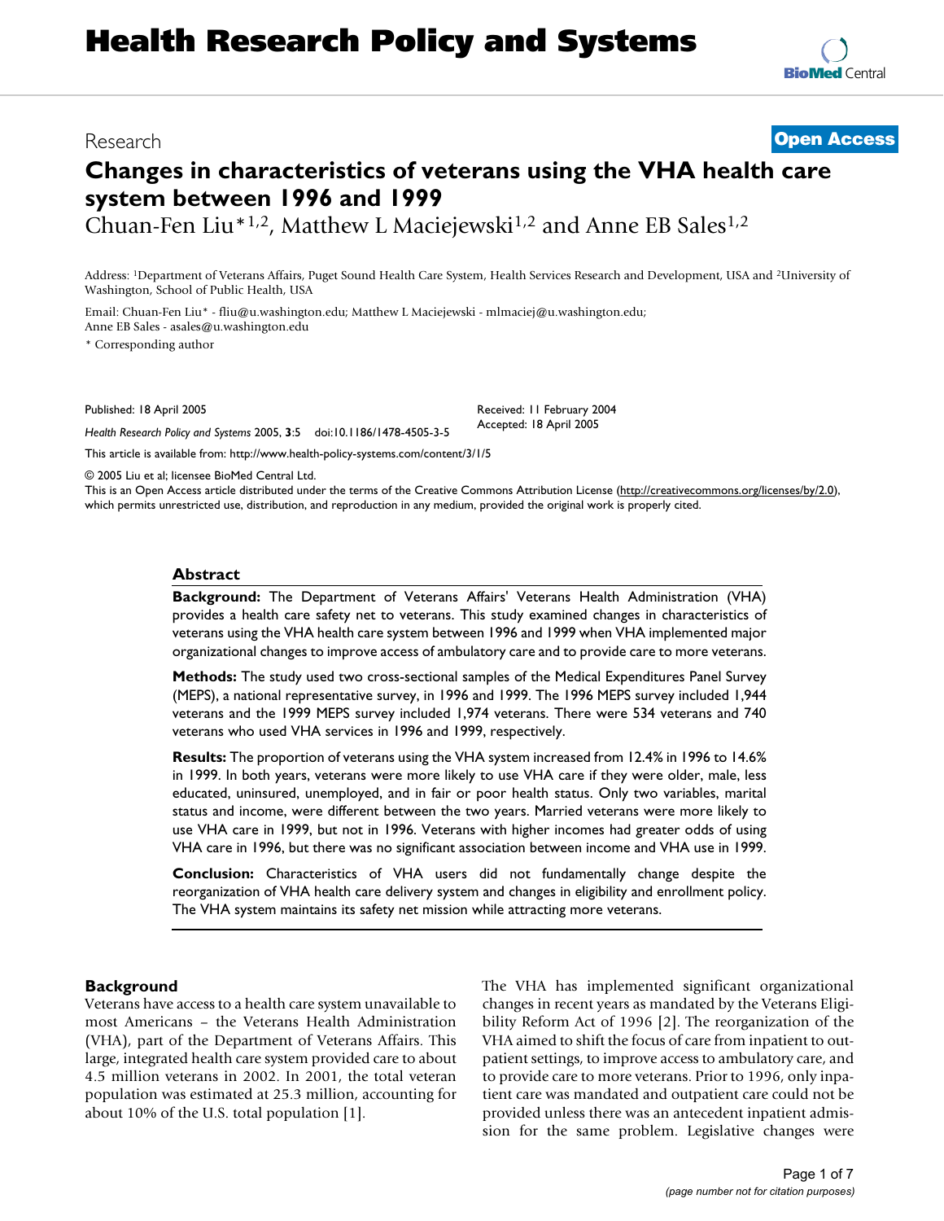# Health Research Policy and Systems

Research

**Open Access**

# Changes in characteristics of veterans using the VHA health care system between 1996 and 1999

Chuan-Fen Liu*[1,2], Matthew L Maciejewski[1,2] and Anne EB Sales[1,2]

Address: [1]Department of Veterans Affairs, Puget Sound Health Care System, Health Services Research and Development, USA and [2]University of Washington, School of Public Health, USA

Email: Chuan-Fen Liu* - fliu@u.washington.edu; Matthew L Maciejewski - mlmaciej@u.washington.edu; Anne EB Sales - asales@u.washington.edu

* Corresponding author

Published: 18 April 2005

*Health Research Policy and Systems* 2005, **3**:5 doi:10.1186/1478-4505-3-5

Received: 11 February 2004
Accepted: 18 April 2005

This article is available from: http://www.health-policy-systems.com/content/3/1/5

© 2005 Liu et al; licensee BioMed Central Ltd.
This is an Open Access article distributed under the terms of the Creative Commons Attribution License (http://creativecommons.org/licenses/by/2.0), which permits unrestricted use, distribution, and reproduction in any medium, provided the original work is properly cited.

## Abstract

**Background:** The Department of Veterans Affairs' Veterans Health Administration (VHA) provides a health care safety net to veterans. This study examined changes in characteristics of veterans using the VHA health care system between 1996 and 1999 when VHA implemented major organizational changes to improve access of ambulatory care and to provide care to more veterans.

**Methods:** The study used two cross-sectional samples of the Medical Expenditures Panel Survey (MEPS), a national representative survey, in 1996 and 1999. The 1996 MEPS survey included 1,944 veterans and the 1999 MEPS survey included 1,974 veterans. There were 534 veterans and 740 veterans who used VHA services in 1996 and 1999, respectively.

**Results:** The proportion of veterans using the VHA system increased from 12.4% in 1996 to 14.6% in 1999. In both years, veterans were more likely to use VHA care if they were older, male, less educated, uninsured, unemployed, and in fair or poor health status. Only two variables, marital status and income, were different between the two years. Married veterans were more likely to use VHA care in 1999, but not in 1996. Veterans with higher incomes had greater odds of using VHA care in 1996, but there was no significant association between income and VHA use in 1999.

**Conclusion:** Characteristics of VHA users did not fundamentally change despite the reorganization of VHA health care delivery system and changes in eligibility and enrollment policy. The VHA system maintains its safety net mission while attracting more veterans.

## Background

Veterans have access to a health care system unavailable to most Americans – the Veterans Health Administration (VHA), part of the Department of Veterans Affairs. This large, integrated health care system provided care to about 4.5 million veterans in 2002. In 2001, the total veteran population was estimated at 25.3 million, accounting for about 10% of the U.S. total population [1].

The VHA has implemented significant organizational changes in recent years as mandated by the Veterans Eligibility Reform Act of 1996 [2]. The reorganization of the VHA aimed to shift the focus of care from inpatient to outpatient settings, to improve access to ambulatory care, and to provide care to more veterans. Prior to 1996, only inpatient care was mandated and outpatient care could not be provided unless there was an antecedent inpatient admission for the same problem. Legislative changes were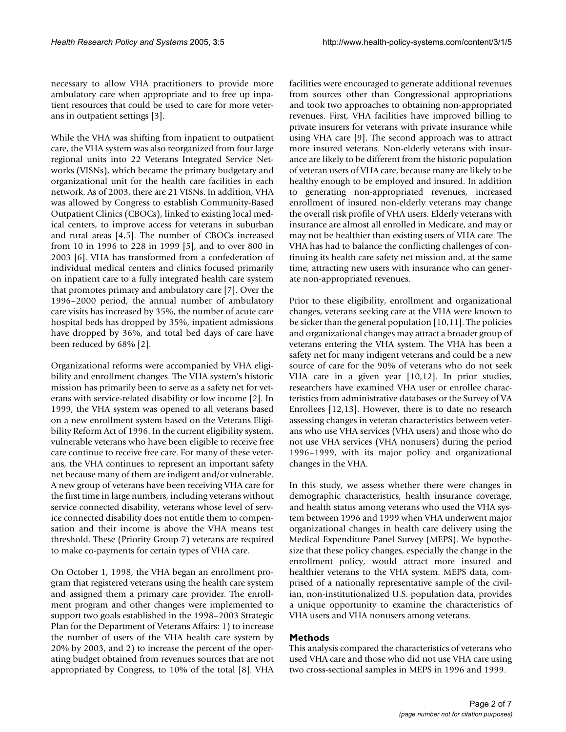necessary to allow VHA practitioners to provide more ambulatory care when appropriate and to free up inpatient resources that could be used to care for more veterans in outpatient settings [3].

While the VHA was shifting from inpatient to outpatient care, the VHA system was also reorganized from four large regional units into 22 Veterans Integrated Service Networks (VISNs), which became the primary budgetary and organizational unit for the health care facilities in each network. As of 2003, there are 21 VISNs. In addition, VHA was allowed by Congress to establish Community-Based Outpatient Clinics (CBOCs), linked to existing local medical centers, to improve access for veterans in suburban and rural areas [4,5]. The number of CBOCs increased from 10 in 1996 to 228 in 1999 [5], and to over 800 in 2003 [6]. VHA has transformed from a confederation of individual medical centers and clinics focused primarily on inpatient care to a fully integrated health care system that promotes primary and ambulatory care [7]. Over the 1996–2000 period, the annual number of ambulatory care visits has increased by 35%, the number of acute care hospital beds has dropped by 35%, inpatient admissions have dropped by 36%, and total bed days of care have been reduced by 68% [2].

Organizational reforms were accompanied by VHA eligibility and enrollment changes. The VHA system's historic mission has primarily been to serve as a safety net for veterans with service-related disability or low income [2]. In 1999, the VHA system was opened to all veterans based on a new enrollment system based on the Veterans Eligibility Reform Act of 1996. In the current eligibility system, vulnerable veterans who have been eligible to receive free care continue to receive free care. For many of these veterans, the VHA continues to represent an important safety net because many of them are indigent and/or vulnerable. A new group of veterans have been receiving VHA care for the first time in large numbers, including veterans without service connected disability, veterans whose level of service connected disability does not entitle them to compensation and their income is above the VHA means test threshold. These (Priority Group 7) veterans are required to make co-payments for certain types of VHA care.

On October 1, 1998, the VHA began an enrollment program that registered veterans using the health care system and assigned them a primary care provider. The enrollment program and other changes were implemented to support two goals established in the 1998–2003 Strategic Plan for the Department of Veterans Affairs: 1) to increase the number of users of the VHA health care system by 20% by 2003, and 2) to increase the percent of the operating budget obtained from revenues sources that are not appropriated by Congress, to 10% of the total [8]. VHA facilities were encouraged to generate additional revenues from sources other than Congressional appropriations and took two approaches to obtaining non-appropriated revenues. First, VHA facilities have improved billing to private insurers for veterans with private insurance while using VHA care [9]. The second approach was to attract more insured veterans. Non-elderly veterans with insurance are likely to be different from the historic population of veteran users of VHA care, because many are likely to be healthy enough to be employed and insured. In addition to generating non-appropriated revenues, increased enrollment of insured non-elderly veterans may change the overall risk profile of VHA users. Elderly veterans with insurance are almost all enrolled in Medicare, and may or may not be healthier than existing users of VHA care. The VHA has had to balance the conflicting challenges of continuing its health care safety net mission and, at the same time, attracting new users with insurance who can generate non-appropriated revenues.

Prior to these eligibility, enrollment and organizational changes, veterans seeking care at the VHA were known to be sicker than the general population [10,11]. The policies and organizational changes may attract a broader group of veterans entering the VHA system. The VHA has been a safety net for many indigent veterans and could be a new source of care for the 90% of veterans who do not seek VHA care in a given year [10,12]. In prior studies, researchers have examined VHA user or enrollee characteristics from administrative databases or the Survey of VA Enrollees [12,13]. However, there is to date no research assessing changes in veteran characteristics between veterans who use VHA services (VHA users) and those who do not use VHA services (VHA nonusers) during the period 1996–1999, with its major policy and organizational changes in the VHA.

In this study, we assess whether there were changes in demographic characteristics, health insurance coverage, and health status among veterans who used the VHA system between 1996 and 1999 when VHA underwent major organizational changes in health care delivery using the Medical Expenditure Panel Survey (MEPS). We hypothesize that these policy changes, especially the change in the enrollment policy, would attract more insured and healthier veterans to the VHA system. MEPS data, comprised of a nationally representative sample of the civilian, non-institutionalized U.S. population data, provides a unique opportunity to examine the characteristics of VHA users and VHA nonusers among veterans.

## Methods

This analysis compared the characteristics of veterans who used VHA care and those who did not use VHA care using two cross-sectional samples in MEPS in 1996 and 1999.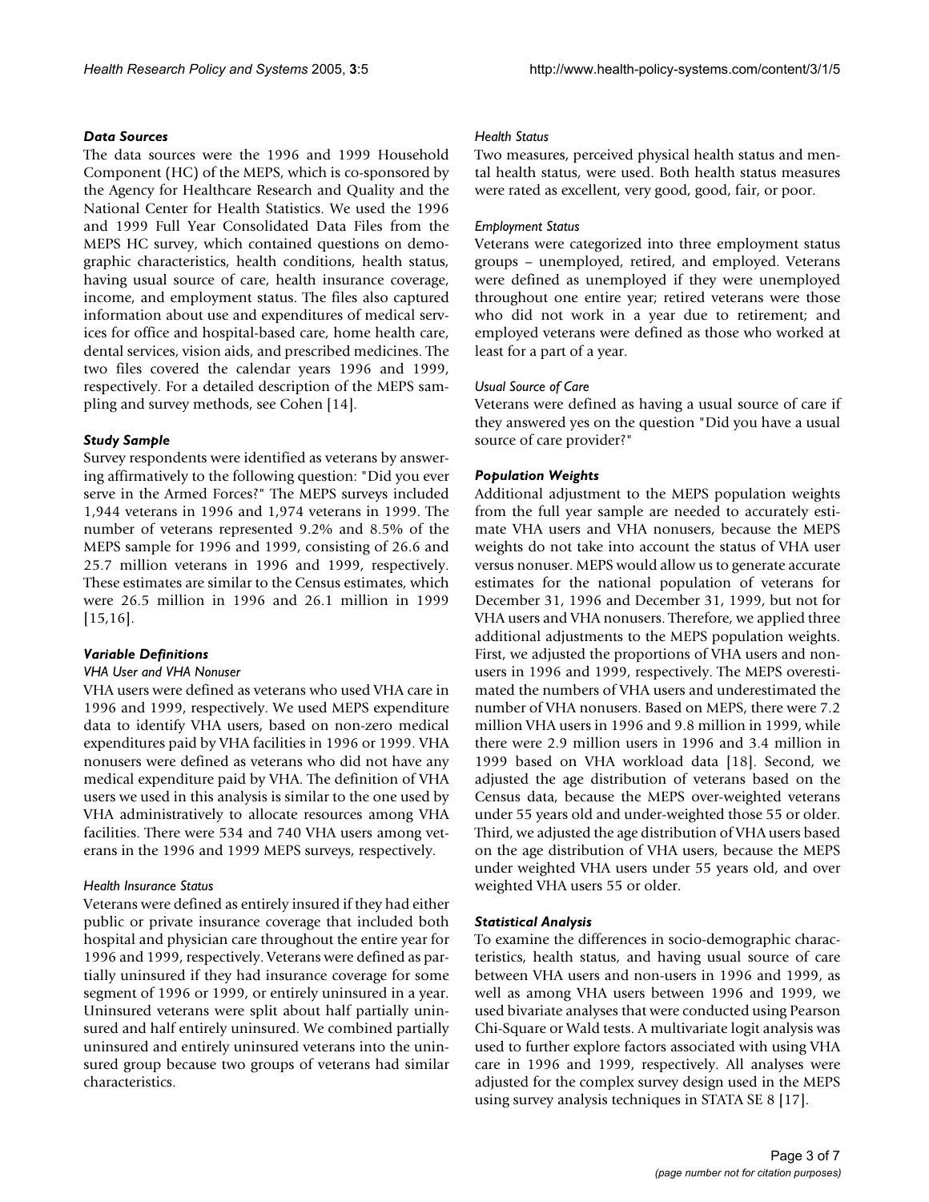### Data Sources

The data sources were the 1996 and 1999 Household Component (HC) of the MEPS, which is co-sponsored by the Agency for Healthcare Research and Quality and the National Center for Health Statistics. We used the 1996 and 1999 Full Year Consolidated Data Files from the MEPS HC survey, which contained questions on demographic characteristics, health conditions, health status, having usual source of care, health insurance coverage, income, and employment status. The files also captured information about use and expenditures of medical services for office and hospital-based care, home health care, dental services, vision aids, and prescribed medicines. The two files covered the calendar years 1996 and 1999, respectively. For a detailed description of the MEPS sampling and survey methods, see Cohen [14].

### Study Sample

Survey respondents were identified as veterans by answering affirmatively to the following question: "Did you ever serve in the Armed Forces?" The MEPS surveys included 1,944 veterans in 1996 and 1,974 veterans in 1999. The number of veterans represented 9.2% and 8.5% of the MEPS sample for 1996 and 1999, consisting of 26.6 and 25.7 million veterans in 1996 and 1999, respectively. These estimates are similar to the Census estimates, which were 26.5 million in 1996 and 26.1 million in 1999 [15,16].

### Variable Definitions

#### VHA User and VHA Nonuser

VHA users were defined as veterans who used VHA care in 1996 and 1999, respectively. We used MEPS expenditure data to identify VHA users, based on non-zero medical expenditures paid by VHA facilities in 1996 or 1999. VHA nonusers were defined as veterans who did not have any medical expenditure paid by VHA. The definition of VHA users we used in this analysis is similar to the one used by VHA administratively to allocate resources among VHA facilities. There were 534 and 740 VHA users among veterans in the 1996 and 1999 MEPS surveys, respectively.

#### Health Insurance Status

Veterans were defined as entirely insured if they had either public or private insurance coverage that included both hospital and physician care throughout the entire year for 1996 and 1999, respectively. Veterans were defined as partially uninsured if they had insurance coverage for some segment of 1996 or 1999, or entirely uninsured in a year. Uninsured veterans were split about half partially uninsured and half entirely uninsured. We combined partially uninsured and entirely uninsured veterans into the uninsured group because two groups of veterans had similar characteristics.

#### Health Status

Two measures, perceived physical health status and mental health status, were used. Both health status measures were rated as excellent, very good, good, fair, or poor.

#### Employment Status

Veterans were categorized into three employment status groups – unemployed, retired, and employed. Veterans were defined as unemployed if they were unemployed throughout one entire year; retired veterans were those who did not work in a year due to retirement; and employed veterans were defined as those who worked at least for a part of a year.

#### Usual Source of Care

Veterans were defined as having a usual source of care if they answered yes on the question "Did you have a usual source of care provider?"

### Population Weights

Additional adjustment to the MEPS population weights from the full year sample are needed to accurately estimate VHA users and VHA nonusers, because the MEPS weights do not take into account the status of VHA user versus nonuser. MEPS would allow us to generate accurate estimates for the national population of veterans for December 31, 1996 and December 31, 1999, but not for VHA users and VHA nonusers. Therefore, we applied three additional adjustments to the MEPS population weights. First, we adjusted the proportions of VHA users and nonusers in 1996 and 1999, respectively. The MEPS overestimated the numbers of VHA users and underestimated the number of VHA nonusers. Based on MEPS, there were 7.2 million VHA users in 1996 and 9.8 million in 1999, while there were 2.9 million users in 1996 and 3.4 million in 1999 based on VHA workload data [18]. Second, we adjusted the age distribution of veterans based on the Census data, because the MEPS over-weighted veterans under 55 years old and under-weighted those 55 or older. Third, we adjusted the age distribution of VHA users based on the age distribution of VHA users, because the MEPS under weighted VHA users under 55 years old, and over weighted VHA users 55 or older.

### Statistical Analysis

To examine the differences in socio-demographic characteristics, health status, and having usual source of care between VHA users and non-users in 1996 and 1999, as well as among VHA users between 1996 and 1999, we used bivariate analyses that were conducted using Pearson Chi-Square or Wald tests. A multivariate logit analysis was used to further explore factors associated with using VHA care in 1996 and 1999, respectively. All analyses were adjusted for the complex survey design used in the MEPS using survey analysis techniques in STATA SE 8 [17].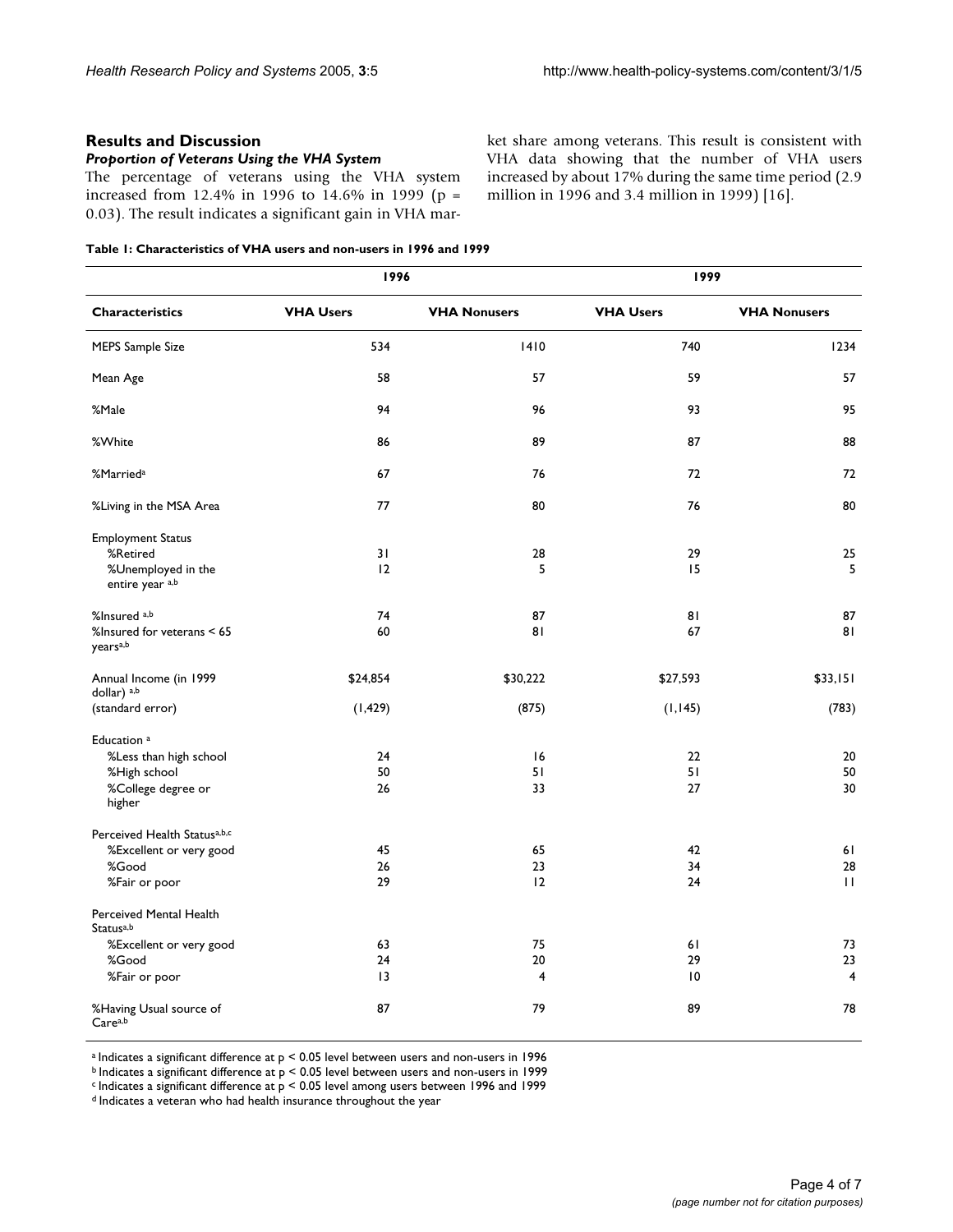## Results and Discussion

### *Proportion of Veterans Using the VHA System*

The percentage of veterans using the VHA system increased from 12.4% in 1996 to 14.6% in 1999 ($p = 0.03$). The result indicates a significant gain in VHA market share among veterans. This result is consistent with VHA data showing that the number of VHA users increased by about 17% during the same time period (2.9 million in 1996 and 3.4 million in 1999) [16].

**Table 1: Characteristics of VHA users and non-users in 1996 and 1999**

| | 1996 | | 1999 | |
|---|---|---|---|---|
| **Characteristics** | **VHA Users** | **VHA Nonusers** | **VHA Users** | **VHA Nonusers** |
| MEPS Sample Size | 534 | 1410 | 740 | 1234 |
| Mean Age | 58 | 57 | 59 | 57 |
| %Male | 94 | 96 | 93 | 95 |
| %White | 86 | 89 | 87 | 88 |
| %Married[a] | 67 | 76 | 72 | 72 |
| %Living in the MSA Area | 77 | 80 | 76 | 80 |
| Employment Status | | | | |
| %Retired | 31 | 28 | 29 | 25 |
| %Unemployed in the entire year [a,b] | 12 | 5 | 15 | 5 |
| %Insured [a,b] | 74 | 87 | 81 | 87 |
| %Insured for veterans < 65 years[a,b] | 60 | 81 | 67 | 81 |
| Annual Income (in 1999 dollar) [a,b] | $24,854 | $30,222 | $27,593 | $33,151 |
| (standard error) | (1,429) | (875) | (1,145) | (783) |
| Education [a] | | | | |
| %Less than high school | 24 | 16 | 22 | 20 |
| %High school | 50 | 51 | 51 | 50 |
| %College degree or higher | 26 | 33 | 27 | 30 |
| Perceived Health Status[a,b,c] | | | | |
| %Excellent or very good | 45 | 65 | 42 | 61 |
| %Good | 26 | 23 | 34 | 28 |
| %Fair or poor | 29 | 12 | 24 | 11 |
| Perceived Mental Health Status[a,b] | | | | |
| %Excellent or very good | 63 | 75 | 61 | 73 |
| %Good | 24 | 20 | 29 | 23 |
| %Fair or poor | 13 | 4 | 10 | 4 |
| %Having Usual source of Care[a,b] | 87 | 79 | 89 | 78 |

[a] Indicates a significant difference at $p < 0.05$ level between users and non-users in 1996
[b] Indicates a significant difference at $p < 0.05$ level between users and non-users in 1999
[c] Indicates a significant difference at $p < 0.05$ level among users between 1996 and 1999
[d] Indicates a veteran who had health insurance throughout the year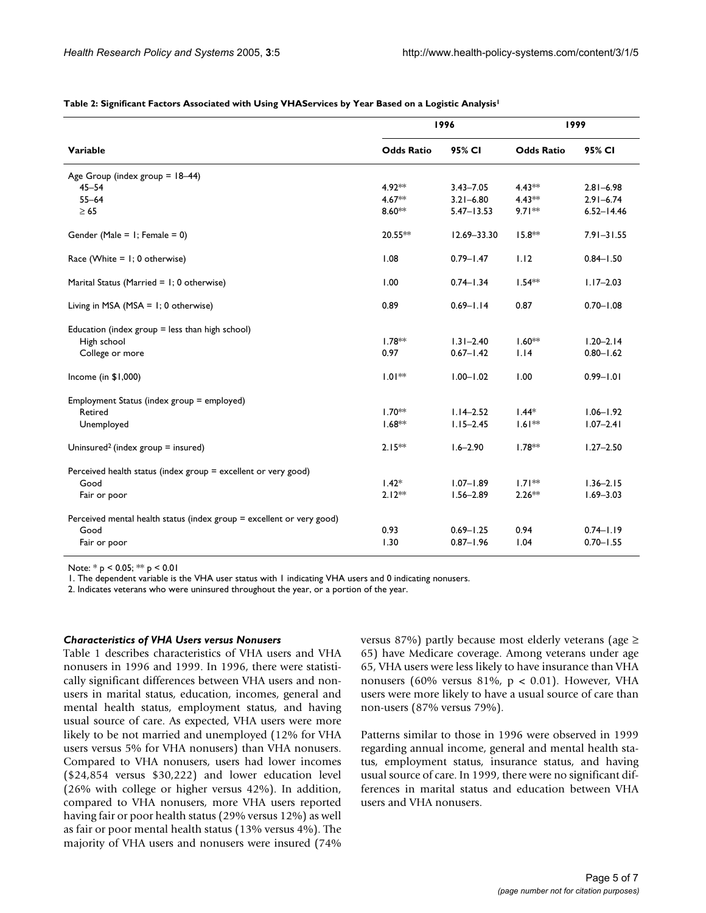**Table 2: Significant Factors Associated with Using VHAServices by Year Based on a Logistic Analysis[1]**

| Variable | 1996 | | 1999 | |
|---|---|---|---|---|
| | Odds Ratio | 95% CI | Odds Ratio | 95% CI |
| Age Group (index group = 18–44) | | | | |
| 45–54 | 4.92** | 3.43–7.05 | 4.43** | 2.81–6.98 |
| 55–64 | 4.67** | 3.21–6.80 | 4.43** | 2.91–6.74 |
| ≥ 65 | 8.60** | 5.47–13.53 | 9.71** | 6.52–14.46 |
| Gender (Male = 1; Female = 0) | 20.55** | 12.69–33.30 | 15.8** | 7.91–31.55 |
| Race (White = 1; 0 otherwise) | 1.08 | 0.79–1.47 | 1.12 | 0.84–1.50 |
| Marital Status (Married = 1; 0 otherwise) | 1.00 | 0.74–1.34 | 1.54** | 1.17–2.03 |
| Living in MSA (MSA = 1; 0 otherwise) | 0.89 | 0.69–1.14 | 0.87 | 0.70–1.08 |
| Education (index group = less than high school) | | | | |
| High school | 1.78** | 1.31–2.40 | 1.60** | 1.20–2.14 |
| College or more | 0.97 | 0.67–1.42 | 1.14 | 0.80–1.62 |
| Income (in $1,000) | 1.01** | 1.00–1.02 | 1.00 | 0.99–1.01 |
| Employment Status (index group = employed) | | | | |
| Retired | 1.70** | 1.14–2.52 | 1.44* | 1.06–1.92 |
| Unemployed | 1.68** | 1.15–2.45 | 1.61** | 1.07–2.41 |
| Uninsured[2] (index group = insured) | 2.15** | 1.6–2.90 | 1.78** | 1.27–2.50 |
| Perceived health status (index group = excellent or very good) | | | | |
| Good | 1.42* | 1.07–1.89 | 1.71** | 1.36–2.15 |
| Fair or poor | 2.12** | 1.56–2.89 | 2.26** | 1.69–3.03 |
| Perceived mental health status (index group = excellent or very good) | | | | |
| Good | 0.93 | 0.69–1.25 | 0.94 | 0.74–1.19 |
| Fair or poor | 1.30 | 0.87–1.96 | 1.04 | 0.70–1.55 |

Note: * $p < 0.05$; ** $p < 0.01$

1. The dependent variable is the VHA user status with 1 indicating VHA users and 0 indicating nonusers.
2. Indicates veterans who were uninsured throughout the year, or a portion of the year.

### *Characteristics of VHA Users versus Nonusers*

Table 1 describes characteristics of VHA users and VHA nonusers in 1996 and 1999. In 1996, there were statistically significant differences between VHA users and nonusers in marital status, education, incomes, general and mental health status, employment status, and having usual source of care. As expected, VHA users were more likely to be not married and unemployed (12% for VHA users versus 5% for VHA nonusers) than VHA nonusers. Compared to VHA nonusers, users had lower incomes ($24,854 versus $30,222) and lower education level (26% with college or higher versus 42%). In addition, compared to VHA nonusers, more VHA users reported having fair or poor health status (29% versus 12%) as well as fair or poor mental health status (13% versus 4%). The majority of VHA users and nonusers were insured (74% versus 87%) partly because most elderly veterans (age ≥ 65) have Medicare coverage. Among veterans under age 65, VHA users were less likely to have insurance than VHA nonusers (60% versus 81%, $p < 0.01$). However, VHA users were more likely to have a usual source of care than non-users (87% versus 79%).

Patterns similar to those in 1996 were observed in 1999 regarding annual income, general and mental health status, employment status, insurance status, and having usual source of care. In 1999, there were no significant differences in marital status and education between VHA users and VHA nonusers.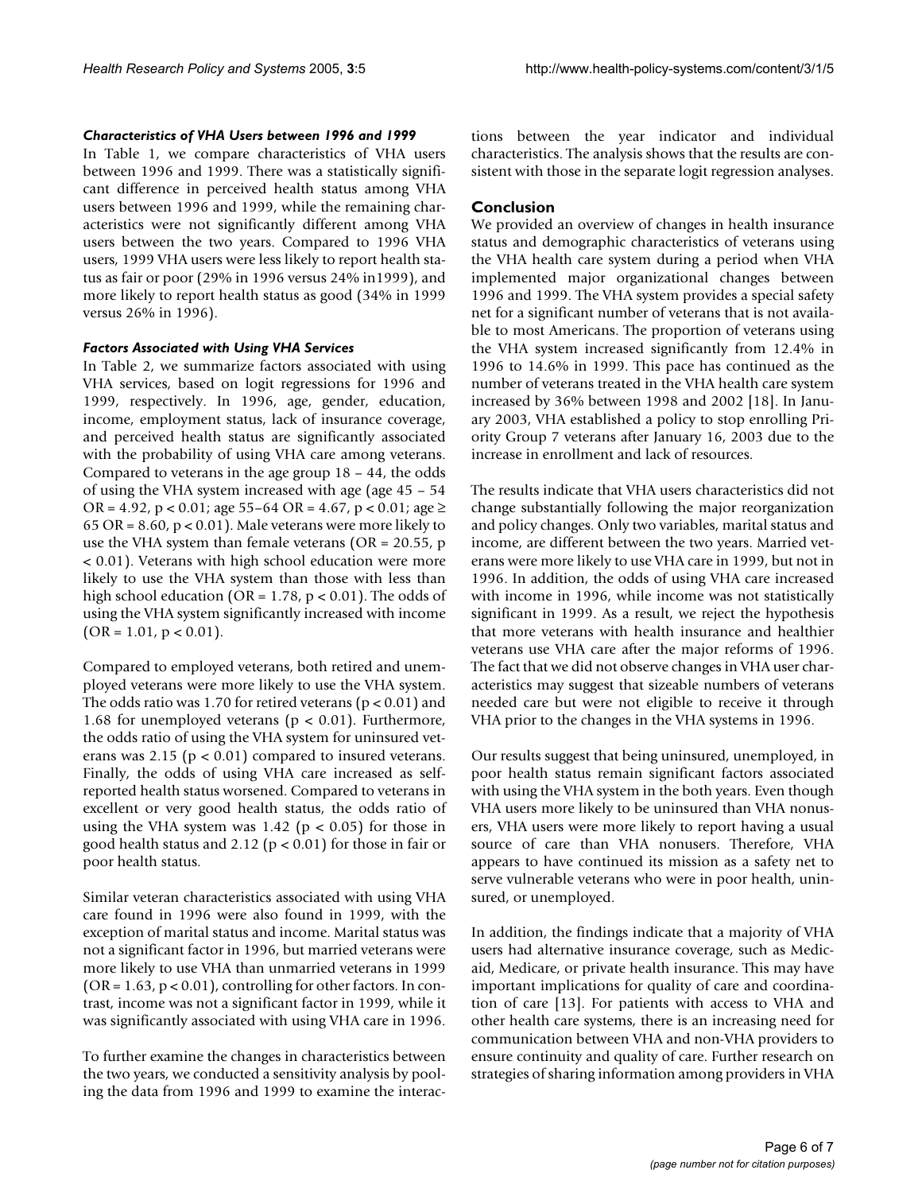### *Characteristics of VHA Users between 1996 and 1999*

In Table 1, we compare characteristics of VHA users between 1996 and 1999. There was a statistically significant difference in perceived health status among VHA users between 1996 and 1999, while the remaining characteristics were not significantly different among VHA users between the two years. Compared to 1996 VHA users, 1999 VHA users were less likely to report health status as fair or poor (29% in 1996 versus 24% in1999), and more likely to report health status as good (34% in 1999 versus 26% in 1996).

### *Factors Associated with Using VHA Services*

In Table 2, we summarize factors associated with using VHA services, based on logit regressions for 1996 and 1999, respectively. In 1996, age, gender, education, income, employment status, lack of insurance coverage, and perceived health status are significantly associated with the probability of using VHA care among veterans. Compared to veterans in the age group 18 – 44, the odds of using the VHA system increased with age (age 45 – 54 OR = 4.92, $p < 0.01$; age 55–64 OR = 4.67, $p < 0.01$; age ≥ 65 OR = 8.60, $p < 0.01$). Male veterans were more likely to use the VHA system than female veterans (OR = 20.55, $p < 0.01$). Veterans with high school education were more likely to use the VHA system than those with less than high school education (OR = 1.78, $p < 0.01$). The odds of using the VHA system significantly increased with income (OR = 1.01, $p < 0.01$).

Compared to employed veterans, both retired and unemployed veterans were more likely to use the VHA system. The odds ratio was 1.70 for retired veterans ($p < 0.01$) and 1.68 for unemployed veterans ($p < 0.01$). Furthermore, the odds ratio of using the VHA system for uninsured veterans was 2.15 ($p < 0.01$) compared to insured veterans. Finally, the odds of using VHA care increased as self-reported health status worsened. Compared to veterans in excellent or very good health status, the odds ratio of using the VHA system was 1.42 ($p < 0.05$) for those in good health status and 2.12 ($p < 0.01$) for those in fair or poor health status.

Similar veteran characteristics associated with using VHA care found in 1996 were also found in 1999, with the exception of marital status and income. Marital status was not a significant factor in 1996, but married veterans were more likely to use VHA than unmarried veterans in 1999 (OR = 1.63, $p < 0.01$), controlling for other factors. In contrast, income was not a significant factor in 1999, while it was significantly associated with using VHA care in 1996.

To further examine the changes in characteristics between the two years, we conducted a sensitivity analysis by pooling the data from 1996 and 1999 to examine the interactions between the year indicator and individual characteristics. The analysis shows that the results are consistent with those in the separate logit regression analyses.

## Conclusion

We provided an overview of changes in health insurance status and demographic characteristics of veterans using the VHA health care system during a period when VHA implemented major organizational changes between 1996 and 1999. The VHA system provides a special safety net for a significant number of veterans that is not available to most Americans. The proportion of veterans using the VHA system increased significantly from 12.4% in 1996 to 14.6% in 1999. This pace has continued as the number of veterans treated in the VHA health care system increased by 36% between 1998 and 2002 [18]. In January 2003, VHA established a policy to stop enrolling Priority Group 7 veterans after January 16, 2003 due to the increase in enrollment and lack of resources.

The results indicate that VHA users characteristics did not change substantially following the major reorganization and policy changes. Only two variables, marital status and income, are different between the two years. Married veterans were more likely to use VHA care in 1999, but not in 1996. In addition, the odds of using VHA care increased with income in 1996, while income was not statistically significant in 1999. As a result, we reject the hypothesis that more veterans with health insurance and healthier veterans use VHA care after the major reforms of 1996. The fact that we did not observe changes in VHA user characteristics may suggest that sizeable numbers of veterans needed care but were not eligible to receive it through VHA prior to the changes in the VHA systems in 1996.

Our results suggest that being uninsured, unemployed, in poor health status remain significant factors associated with using the VHA system in the both years. Even though VHA users more likely to be uninsured than VHA nonusers, VHA users were more likely to report having a usual source of care than VHA nonusers. Therefore, VHA appears to have continued its mission as a safety net to serve vulnerable veterans who were in poor health, uninsured, or unemployed.

In addition, the findings indicate that a majority of VHA users had alternative insurance coverage, such as Medicaid, Medicare, or private health insurance. This may have important implications for quality of care and coordination of care [13]. For patients with access to VHA and other health care systems, there is an increasing need for communication between VHA and non-VHA providers to ensure continuity and quality of care. Further research on strategies of sharing information among providers in VHA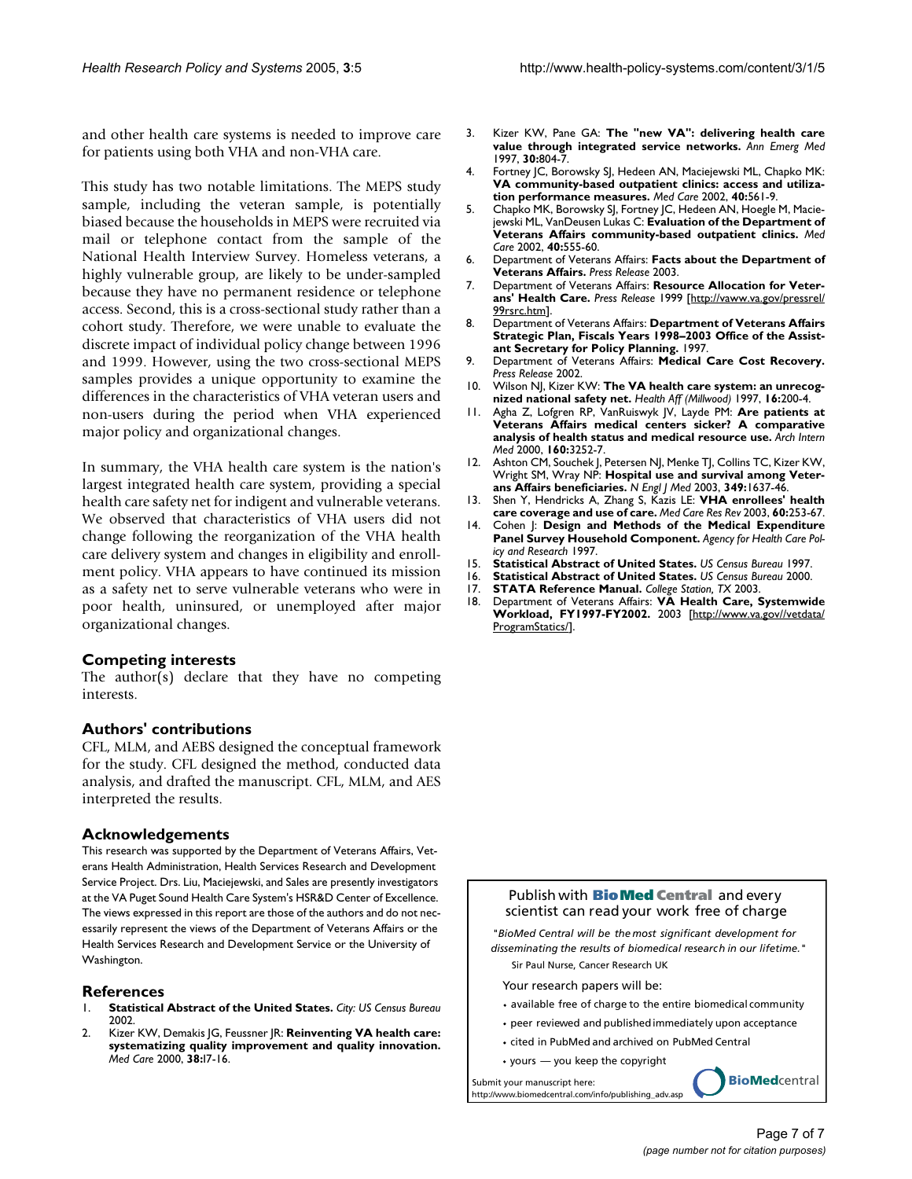and other health care systems is needed to improve care for patients using both VHA and non-VHA care.

This study has two notable limitations. The MEPS study sample, including the veteran sample, is potentially biased because the households in MEPS were recruited via mail or telephone contact from the sample of the National Health Interview Survey. Homeless veterans, a highly vulnerable group, are likely to be under-sampled because they have no permanent residence or telephone access. Second, this is a cross-sectional study rather than a cohort study. Therefore, we were unable to evaluate the discrete impact of individual policy change between 1996 and 1999. However, using the two cross-sectional MEPS samples provides a unique opportunity to examine the differences in the characteristics of VHA veteran users and non-users during the period when VHA experienced major policy and organizational changes.

In summary, the VHA health care system is the nation's largest integrated health care system, providing a special health care safety net for indigent and vulnerable veterans. We observed that characteristics of VHA users did not change following the reorganization of the VHA health care delivery system and changes in eligibility and enrollment policy. VHA appears to have continued its mission as a safety net to serve vulnerable veterans who were in poor health, uninsured, or unemployed after major organizational changes.

## Competing interests

The author(s) declare that they have no competing interests.

## Authors' contributions

CFL, MLM, and AEBS designed the conceptual framework for the study. CFL designed the method, conducted data analysis, and drafted the manuscript. CFL, MLM, and AES interpreted the results.

## Acknowledgements

This research was supported by the Department of Veterans Affairs, Veterans Health Administration, Health Services Research and Development Service Project. Drs. Liu, Maciejewski, and Sales are presently investigators at the VA Puget Sound Health Care System's HSR&D Center of Excellence. The views expressed in this report are those of the authors and do not necessarily represent the views of the Department of Veterans Affairs or the Health Services Research and Development Service or the University of Washington.

## References

1. **Statistical Abstract of the United States.** *City: US Census Bureau* 2002.
2. Kizer KW, Demakis JG, Feussner JR: **Reinventing VA health care: systematizing quality improvement and quality innovation.** *Med Care* 2000, **38:**I7-16.
3. Kizer KW, Pane GA: **The "new VA": delivering health care value through integrated service networks.** *Ann Emerg Med* 1997, **30:**804-7.
4. Fortney JC, Borowsky SJ, Hedeen AN, Maciejewski ML, Chapko MK: **VA community-based outpatient clinics: access and utilization performance measures.** *Med Care* 2002, **40:**561-9.
5. Chapko MK, Borowsky SJ, Fortney JC, Hedeen AN, Hoegle M, Maciejewski ML, VanDeusen Lukas C: **Evaluation of the Department of Veterans Affairs community-based outpatient clinics.** *Med Care* 2002, **40:**555-60.
6. Department of Veterans Affairs: **Facts about the Department of Veterans Affairs.** *Press Release* 2003.
7. Department of Veterans Affairs: **Resource Allocation for Veterans' Health Care.** *Press Release* 1999 [http://vaww.va.gov/pressrel/99rsrc.htm].
8. Department of Veterans Affairs: **Department of Veterans Affairs Strategic Plan, Fiscals Years 1998–2003 Office of the Assistant Secretary for Policy Planning.** 1997.
9. Department of Veterans Affairs: **Medical Care Cost Recovery.** *Press Release* 2002.
10. Wilson NJ, Kizer KW: **The VA health care system: an unrecognized national safety net.** *Health Aff (Millwood)* 1997, **16:**200-4.
11. Agha Z, Lofgren RP, VanRuiswyk JV, Layde PM: **Are patients at Veterans Affairs medical centers sicker? A comparative analysis of health status and medical resource use.** *Arch Intern Med* 2000, **160:**3252-7.
12. Ashton CM, Souchek J, Petersen NJ, Menke TJ, Collins TC, Kizer KW, Wright SM, Wray NP: **Hospital use and survival among Veterans Affairs beneficiaries.** *N Engl J Med* 2003, **349:**1637-46.
13. Shen Y, Hendricks A, Zhang S, Kazis LE: **VHA enrollees' health care coverage and use of care.** *Med Care Res Rev* 2003, **60:**253-67.
14. Cohen J: **Design and Methods of the Medical Expenditure Panel Survey Household Component.** *Agency for Health Care Policy and Research* 1997.
15. **Statistical Abstract of United States.** *US Census Bureau* 1997.
16. **Statistical Abstract of United States.** *US Census Bureau* 2000.
17. **STATA Reference Manual.** *College Station, TX* 2003.
18. Department of Veterans Affairs: **VA Health Care, Systemwide Workload, FY1997-FY2002.** 2003 [http://www.va.gov//vetdata/ProgramStatics/].

Publish with **BioMed Central** and every scientist can read your work free of charge

*"BioMed Central will be the most significant development for disseminating the results of biomedical research in our lifetime."*
Sir Paul Nurse, Cancer Research UK

Your research papers will be:

- available free of charge to the entire biomedical community
- peer reviewed and published immediately upon acceptance
- cited in PubMed and archived on PubMed Central
- yours — you keep the copyright

Submit your manuscript here:
http://www.biomedcentral.com/info/publishing_adv.asp

BioMedcentral